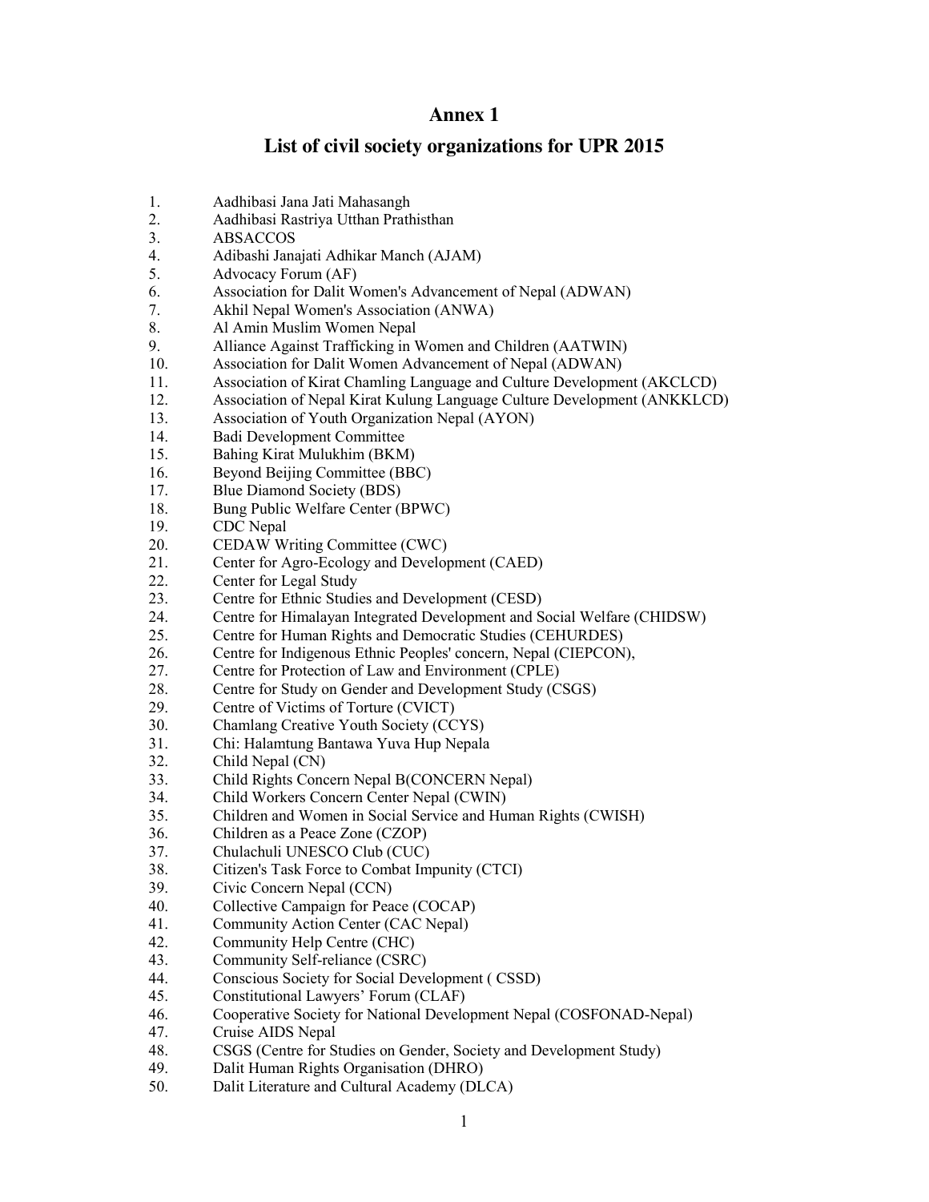# Annex 1

## List of civil society organizations for UPR 2015

1. Aadhibasi Jana Jati Mahasangh
2. Aadhibasi Rastriya Utthan Prathisthan
3. ABSACCOS
4. Adibashi Janajati Adhikar Manch (AJAM)
5. Advocacy Forum (AF)
6. Association for Dalit Women's Advancement of Nepal (ADWAN)
7. Akhil Nepal Women's Association (ANWA)
8. Al Amin Muslim Women Nepal
9. Alliance Against Trafficking in Women and Children (AATWIN)
10. Association for Dalit Women Advancement of Nepal (ADWAN)
11. Association of Kirat Chamling Language and Culture Development (AKCLCD)
12. Association of Nepal Kirat Kulung Language Culture Development (ANKKLCD)
13. Association of Youth Organization Nepal (AYON)
14. Badi Development Committee
15. Bahing Kirat Mulukhim (BKM)
16. Beyond Beijing Committee (BBC)
17. Blue Diamond Society (BDS)
18. Bung Public Welfare Center (BPWC)
19. CDC Nepal
20. CEDAW Writing Committee (CWC)
21. Center for Agro-Ecology and Development (CAED)
22. Center for Legal Study
23. Centre for Ethnic Studies and Development (CESD)
24. Centre for Himalayan Integrated Development and Social Welfare (CHIDSW)
25. Centre for Human Rights and Democratic Studies (CEHURDES)
26. Centre for Indigenous Ethnic Peoples' concern, Nepal (CIEPCON),
27. Centre for Protection of Law and Environment (CPLE)
28. Centre for Study on Gender and Development Study (CSGS)
29. Centre of Victims of Torture (CVICT)
30. Chamlang Creative Youth Society (CCYS)
31. Chi: Halamtung Bantawa Yuva Hup Nepala
32. Child Nepal (CN)
33. Child Rights Concern Nepal B(CONCERN Nepal)
34. Child Workers Concern Center Nepal (CWIN)
35. Children and Women in Social Service and Human Rights (CWISH)
36. Children as a Peace Zone (CZOP)
37. Chulachuli UNESCO Club (CUC)
38. Citizen's Task Force to Combat Impunity (CTCI)
39. Civic Concern Nepal (CCN)
40. Collective Campaign for Peace (COCAP)
41. Community Action Center (CAC Nepal)
42. Community Help Centre (CHC)
43. Community Self-reliance (CSRC)
44. Conscious Society for Social Development ( CSSD)
45. Constitutional Lawyers' Forum (CLAF)
46. Cooperative Society for National Development Nepal (COSFONAD-Nepal)
47. Cruise AIDS Nepal
48. CSGS (Centre for Studies on Gender, Society and Development Study)
49. Dalit Human Rights Organisation (DHRO)
50. Dalit Literature and Cultural Academy (DLCA)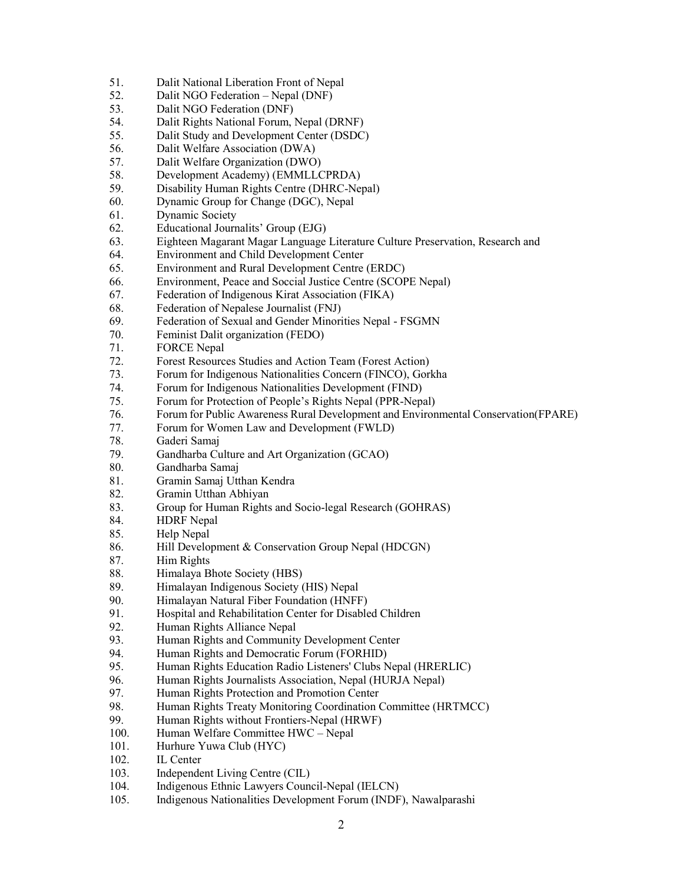51. Dalit National Liberation Front of Nepal
52. Dalit NGO Federation – Nepal (DNF)
53. Dalit NGO Federation (DNF)
54. Dalit Rights National Forum, Nepal (DRNF)
55. Dalit Study and Development Center (DSDC)
56. Dalit Welfare Association (DWA)
57. Dalit Welfare Organization (DWO)
58. Development Academy) (EMMLLCPRDA)
59. Disability Human Rights Centre (DHRC-Nepal)
60. Dynamic Group for Change (DGC), Nepal
61. Dynamic Society
62. Educational Journalits' Group (EJG)
63. Eighteen Magarant Magar Language Literature Culture Preservation, Research and
64. Environment and Child Development Center
65. Environment and Rural Development Centre (ERDC)
66. Environment, Peace and Soccial Justice Centre (SCOPE Nepal)
67. Federation of Indigenous Kirat Association (FIKA)
68. Federation of Nepalese Journalist (FNJ)
69. Federation of Sexual and Gender Minorities Nepal - FSGMN
70. Feminist Dalit organization (FEDO)
71. FORCE Nepal
72. Forest Resources Studies and Action Team (Forest Action)
73. Forum for Indigenous Nationalities Concern (FINCO), Gorkha
74. Forum for Indigenous Nationalities Development (FIND)
75. Forum for Protection of People's Rights Nepal (PPR-Nepal)
76. Forum for Public Awareness Rural Development and Environmental Conservation(FPARE)
77. Forum for Women Law and Development (FWLD)
78. Gaderi Samaj
79. Gandharba Culture and Art Organization (GCAO)
80. Gandharba Samaj
81. Gramin Samaj Utthan Kendra
82. Gramin Utthan Abhiyan
83. Group for Human Rights and Socio-legal Research (GOHRAS)
84. HDRF Nepal
85. Help Nepal
86. Hill Development & Conservation Group Nepal (HDCGN)
87. Him Rights
88. Himalaya Bhote Society (HBS)
89. Himalayan Indigenous Society (HIS) Nepal
90. Himalayan Natural Fiber Foundation (HNFF)
91. Hospital and Rehabilitation Center for Disabled Children
92. Human Rights Alliance Nepal
93. Human Rights and Community Development Center
94. Human Rights and Democratic Forum (FORHID)
95. Human Rights Education Radio Listeners' Clubs Nepal (HRERLIC)
96. Human Rights Journalists Association, Nepal (HURJA Nepal)
97. Human Rights Protection and Promotion Center
98. Human Rights Treaty Monitoring Coordination Committee (HRTMCC)
99. Human Rights without Frontiers-Nepal (HRWF)
100. Human Welfare Committee HWC – Nepal
101. Hurhure Yuwa Club (HYC)
102. IL Center
103. Independent Living Centre (CIL)
104. Indigenous Ethnic Lawyers Council-Nepal (IELCN)
105. Indigenous Nationalities Development Forum (INDF), Nawalparashi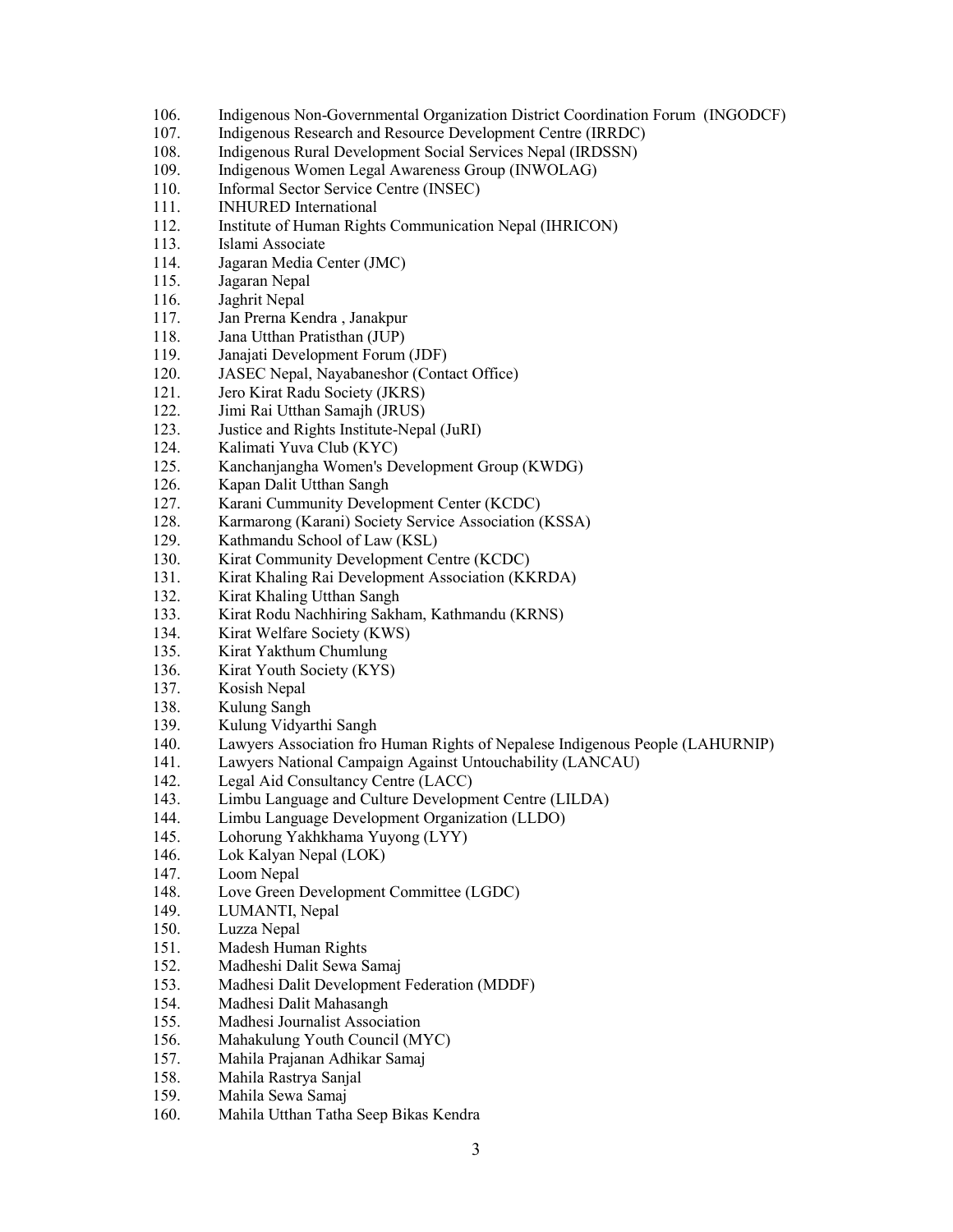106. Indigenous Non-Governmental Organization District Coordination Forum (INGODCF)
107. Indigenous Research and Resource Development Centre (IRRDC)
108. Indigenous Rural Development Social Services Nepal (IRDSSN)
109. Indigenous Women Legal Awareness Group (INWOLAG)
110. Informal Sector Service Centre (INSEC)
111. INHURED International
112. Institute of Human Rights Communication Nepal (IHRICON)
113. Islami Associate
114. Jagaran Media Center (JMC)
115. Jagaran Nepal
116. Jaghrit Nepal
117. Jan Prerna Kendra , Janakpur
118. Jana Utthan Pratisthan (JUP)
119. Janajati Development Forum (JDF)
120. JASEC Nepal, Nayabaneshor (Contact Office)
121. Jero Kirat Radu Society (JKRS)
122. Jimi Rai Utthan Samajh (JRUS)
123. Justice and Rights Institute-Nepal (JuRI)
124. Kalimati Yuva Club (KYC)
125. Kanchanjangha Women's Development Group (KWDG)
126. Kapan Dalit Utthan Sangh
127. Karani Cummunity Development Center (KCDC)
128. Karmarong (Karani) Society Service Association (KSSA)
129. Kathmandu School of Law (KSL)
130. Kirat Community Development Centre (KCDC)
131. Kirat Khaling Rai Development Association (KKRDA)
132. Kirat Khaling Utthan Sangh
133. Kirat Rodu Nachhiring Sakham, Kathmandu (KRNS)
134. Kirat Welfare Society (KWS)
135. Kirat Yakthum Chumlung
136. Kirat Youth Society (KYS)
137. Kosish Nepal
138. Kulung Sangh
139. Kulung Vidyarthi Sangh
140. Lawyers Association fro Human Rights of Nepalese Indigenous People (LAHURNIP)
141. Lawyers National Campaign Against Untouchability (LANCAU)
142. Legal Aid Consultancy Centre (LACC)
143. Limbu Language and Culture Development Centre (LILDA)
144. Limbu Language Development Organization (LLDO)
145. Lohorung Yakhkhama Yuyong (LYY)
146. Lok Kalyan Nepal (LOK)
147. Loom Nepal
148. Love Green Development Committee (LGDC)
149. LUMANTI, Nepal
150. Luzza Nepal
151. Madesh Human Rights
152. Madheshi Dalit Sewa Samaj
153. Madhesi Dalit Development Federation (MDDF)
154. Madhesi Dalit Mahasangh
155. Madhesi Journalist Association
156. Mahakulung Youth Council (MYC)
157. Mahila Prajanan Adhikar Samaj
158. Mahila Rastrya Sanjal
159. Mahila Sewa Samaj
160. Mahila Utthan Tatha Seep Bikas Kendra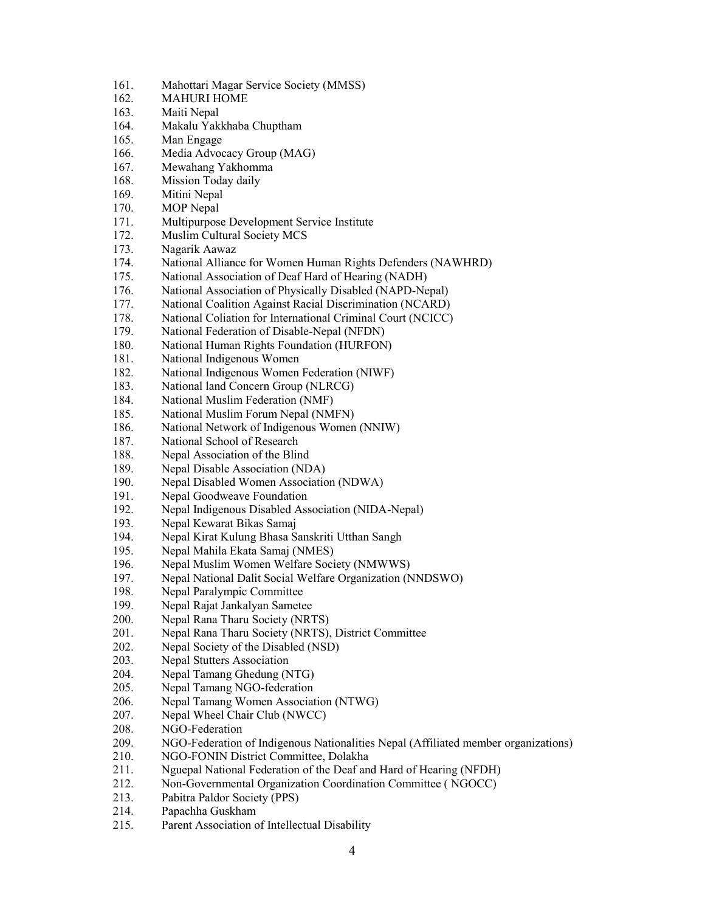161. Mahottari Magar Service Society (MMSS)
162. MAHURI HOME
163. Maiti Nepal
164. Makalu Yakkhaba Chuptham
165. Man Engage
166. Media Advocacy Group (MAG)
167. Mewahang Yakhomma
168. Mission Today daily
169. Mitini Nepal
170. MOP Nepal
171. Multipurpose Development Service Institute
172. Muslim Cultural Society MCS
173. Nagarik Aawaz
174. National Alliance for Women Human Rights Defenders (NAWHRD)
175. National Association of Deaf Hard of Hearing (NADH)
176. National Association of Physically Disabled (NAPD-Nepal)
177. National Coalition Against Racial Discrimination (NCARD)
178. National Coliation for International Criminal Court (NCICC)
179. National Federation of Disable-Nepal (NFDN)
180. National Human Rights Foundation (HURFON)
181. National Indigenous Women
182. National Indigenous Women Federation (NIWF)
183. National land Concern Group (NLRCG)
184. National Muslim Federation (NMF)
185. National Muslim Forum Nepal (NMFN)
186. National Network of Indigenous Women (NNIW)
187. National School of Research
188. Nepal Association of the Blind
189. Nepal Disable Association (NDA)
190. Nepal Disabled Women Association (NDWA)
191. Nepal Goodweave Foundation
192. Nepal Indigenous Disabled Association (NIDA-Nepal)
193. Nepal Kewarat Bikas Samaj
194. Nepal Kirat Kulung Bhasa Sanskriti Utthan Sangh
195. Nepal Mahila Ekata Samaj (NMES)
196. Nepal Muslim Women Welfare Society (NMWWS)
197. Nepal National Dalit Social Welfare Organization (NNDSWO)
198. Nepal Paralympic Committee
199. Nepal Rajat Jankalyan Sametee
200. Nepal Rana Tharu Society (NRTS)
201. Nepal Rana Tharu Society (NRTS), District Committee
202. Nepal Society of the Disabled (NSD)
203. Nepal Stutters Association
204. Nepal Tamang Ghedung (NTG)
205. Nepal Tamang NGO-federation
206. Nepal Tamang Women Association (NTWG)
207. Nepal Wheel Chair Club (NWCC)
208. NGO-Federation
209. NGO-Federation of Indigenous Nationalities Nepal (Affiliated member organizations)
210. NGO-FONIN District Committee, Dolakha
211. Nguepal National Federation of the Deaf and Hard of Hearing (NFDH)
212. Non-Governmental Organization Coordination Committee ( NGOCC)
213. Pabitra Paldor Society (PPS)
214. Papachha Guskham
215. Parent Association of Intellectual Disability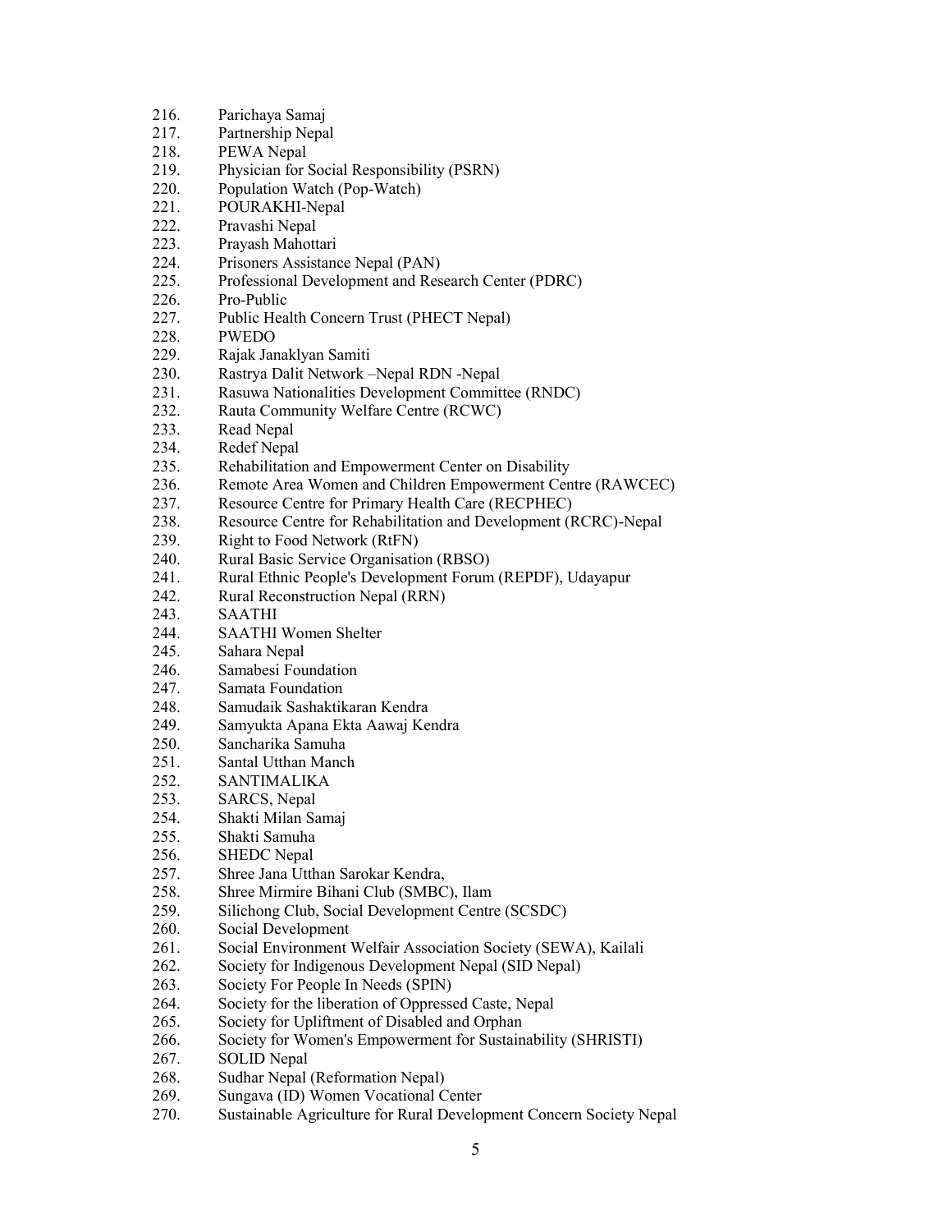216. Parichaya Samaj
217. Partnership Nepal
218. PEWA Nepal
219. Physician for Social Responsibility (PSRN)
220. Population Watch (Pop-Watch)
221. POURAKHI-Nepal
222. Pravashi Nepal
223. Prayash Mahottari
224. Prisoners Assistance Nepal (PAN)
225. Professional Development and Research Center (PDRC)
226. Pro-Public
227. Public Health Concern Trust (PHECT Nepal)
228. PWEDO
229. Rajak Janaklyan Samiti
230. Rastrya Dalit Network –Nepal RDN -Nepal
231. Rasuwa Nationalities Development Committee (RNDC)
232. Rauta Community Welfare Centre (RCWC)
233. Read Nepal
234. Redef Nepal
235. Rehabilitation and Empowerment Center on Disability
236. Remote Area Women and Children Empowerment Centre (RAWCEC)
237. Resource Centre for Primary Health Care (RECPHEC)
238. Resource Centre for Rehabilitation and Development (RCRC)-Nepal
239. Right to Food Network (RtFN)
240. Rural Basic Service Organisation (RBSO)
241. Rural Ethnic People's Development Forum (REPDF), Udayapur
242. Rural Reconstruction Nepal (RRN)
243. SAATHI
244. SAATHI Women Shelter
245. Sahara Nepal
246. Samabesi Foundation
247. Samata Foundation
248. Samudaik Sashaktikaran Kendra
249. Samyukta Apana Ekta Aawaj Kendra
250. Sancharika Samuha
251. Santal Utthan Manch
252. SANTIMALIKA
253. SARCS, Nepal
254. Shakti Milan Samaj
255. Shakti Samuha
256. SHEDC Nepal
257. Shree Jana Utthan Sarokar Kendra,
258. Shree Mirmire Bihani Club (SMBC), Ilam
259. Silichong Club, Social Development Centre (SCSDC)
260. Social Development
261. Social Environment Welfair Association Society (SEWA), Kailali
262. Society for Indigenous Development Nepal (SID Nepal)
263. Society For People In Needs (SPIN)
264. Society for the liberation of Oppressed Caste, Nepal
265. Society for Upliftment of Disabled and Orphan
266. Society for Women's Empowerment for Sustainability (SHRISTI)
267. SOLID Nepal
268. Sudhar Nepal (Reformation Nepal)
269. Sungava (ID) Women Vocational Center
270. Sustainable Agriculture for Rural Development Concern Society Nepal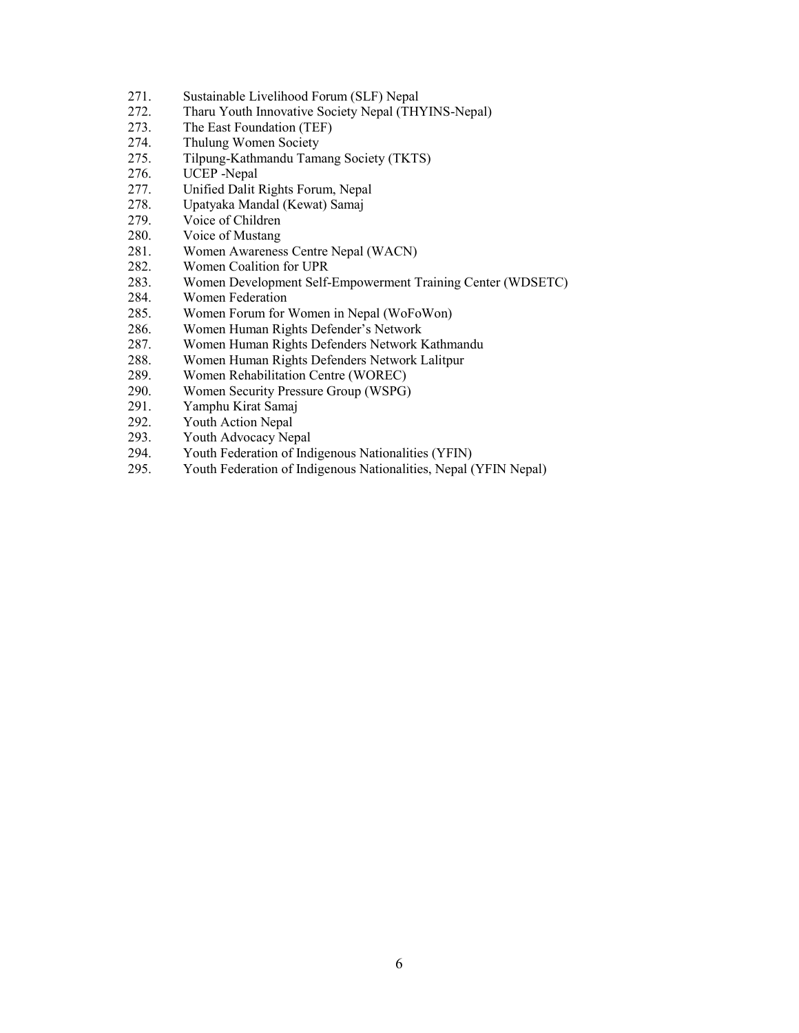271. Sustainable Livelihood Forum (SLF) Nepal
272. Tharu Youth Innovative Society Nepal (THYINS-Nepal)
273. The East Foundation (TEF)
274. Thulung Women Society
275. Tilpung-Kathmandu Tamang Society (TKTS)
276. UCEP -Nepal
277. Unified Dalit Rights Forum, Nepal
278. Upatyaka Mandal (Kewat) Samaj
279. Voice of Children
280. Voice of Mustang
281. Women Awareness Centre Nepal (WACN)
282. Women Coalition for UPR
283. Women Development Self-Empowerment Training Center (WDSETC)
284. Women Federation
285. Women Forum for Women in Nepal (WoFoWon)
286. Women Human Rights Defender's Network
287. Women Human Rights Defenders Network Kathmandu
288. Women Human Rights Defenders Network Lalitpur
289. Women Rehabilitation Centre (WOREC)
290. Women Security Pressure Group (WSPG)
291. Yamphu Kirat Samaj
292. Youth Action Nepal
293. Youth Advocacy Nepal
294. Youth Federation of Indigenous Nationalities (YFIN)
295. Youth Federation of Indigenous Nationalities, Nepal (YFIN Nepal)